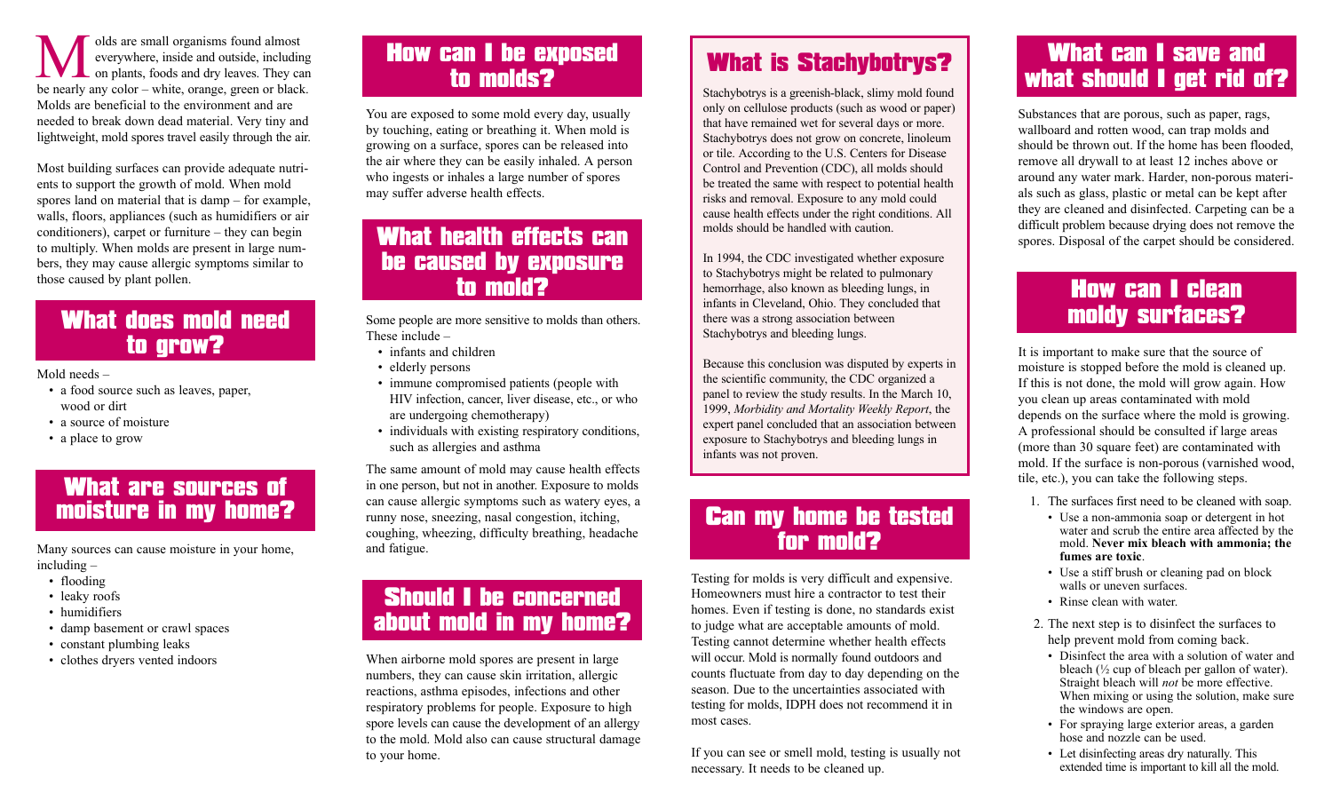Molds are small organisms found almost everywhere, inside and outside, including on plants, foods and dry leaves. They can be nearly any color – white, orange, green or black. Molds are beneficial to the environment and are needed to break down dead material. Very tiny and lightweight, mold spores travel easily through the air.

Most building surfaces can provide adequate nutrients to support the growth of mold. When mold spores land on material that is damp – for example, walls, floors, appliances (such as humidifiers or air conditioners), carpet or furniture – they can begin to multiply. When molds are present in large numbers, they may cause allergic symptoms similar to those caused by plant pollen.

## What does mold need to grow?

Mold needs –

- a food source such as leaves, paper, wood or dirt
- a source of moisture
- a place to grow

## What are sources of moisture in my home?

Many sources can cause moisture in your home, including –

- flooding
- leaky roofs
- humidifiers
- damp basement or crawl spaces
- constant plumbing leaks
- clothes dryers vented indoors

## How can I be exposed to molds?

You are exposed to some mold every day, usually by touching, eating or breathing it. When mold is growing on a surface, spores can be released into the air where they can be easily inhaled. A person who ingests or inhales a large number of spores may suffer adverse health effects.

## What health effects can be caused by exposure to mold?

Some people are more sensitive to molds than others. These include –

- infants and children
- elderly persons
- immune compromised patients (people with HIV infection, cancer, liver disease, etc., or who are undergoing chemotherapy)
- individuals with existing respiratory conditions, such as allergies and asthma

The same amount of mold may cause health effects in one person, but not in another. Exposure to molds can cause allergic symptoms such as watery eyes, a runny nose, sneezing, nasal congestion, itching, coughing, wheezing, difficulty breathing, headache and fatigue.

## Should I be concerned about mold in my home?

When airborne mold spores are present in large numbers, they can cause skin irritation, allergic reactions, asthma episodes, infections and other respiratory problems for people. Exposure to high spore levels can cause the development of an allergy to the mold. Mold also can cause structural damage to your home.

## What is Stachybotrys?

Stachybotrys is a greenish-black, slimy mold found only on cellulose products (such as wood or paper) that have remained wet for several days or more. Stachybotrys does not grow on concrete, linoleum or tile. According to the U.S. Centers for Disease Control and Prevention (CDC), all molds should be treated the same with respect to potential health risks and removal. Exposure to any mold could cause health effects under the right conditions. All molds should be handled with caution.

In 1994, the CDC investigated whether exposure to Stachybotrys might be related to pulmonary hemorrhage, also known as bleeding lungs, in infants in Cleveland, Ohio. They concluded that there was a strong association between Stachybotrys and bleeding lungs.

Because this conclusion was disputed by experts in the scientific community, the CDC organized a panel to review the study results. In the March 10, 1999, *Morbidity and Mortality Weekly Report*, the expert panel concluded that an association between exposure to Stachybotrys and bleeding lungs in infants was not proven.

## Can my home be tested for mold?

Testing for molds is very difficult and expensive. Homeowners must hire a contractor to test their homes. Even if testing is done, no standards exist to judge what are acceptable amounts of mold. Testing cannot determine whether health effects will occur. Mold is normally found outdoors and counts fluctuate from day to day depending on the season. Due to the uncertainties associated with testing for molds, IDPH does not recommend it in most cases.

If you can see or smell mold, testing is usually not necessary. It needs to be cleaned up.

## What can I save and what should I get rid of?

Substances that are porous, such as paper, rags, wallboard and rotten wood, can trap molds and should be thrown out. If the home has been flooded, remove all drywall to at least 12 inches above or around any water mark. Harder, non-porous materials such as glass, plastic or metal can be kept after they are cleaned and disinfected. Carpeting can be a difficult problem because drying does not remove the spores. Disposal of the carpet should be considered.

## How can I clean moldy surfaces?

It is important to make sure that the source of moisture is stopped before the mold is cleaned up. If this is not done, the mold will grow again. How you clean up areas contaminated with mold depends on the surface where the mold is growing. A professional should be consulted if large areas (more than 30 square feet) are contaminated with mold. If the surface is non-porous (varnished wood, tile, etc.), you can take the following steps.

1. The surfaces first need to be cleaned with soap.
   - Use a non-ammonia soap or detergent in hot water and scrub the entire area affected by the mold. **Never mix bleach with ammonia; the fumes are toxic**.
   - Use a stiff brush or cleaning pad on block walls or uneven surfaces.
   - Rinse clean with water.
2. The next step is to disinfect the surfaces to help prevent mold from coming back.
   - Disinfect the area with a solution of water and bleach (½ cup of bleach per gallon of water). Straight bleach will *not* be more effective. When mixing or using the solution, make sure the windows are open.
   - For spraying large exterior areas, a garden hose and nozzle can be used.
   - Let disinfecting areas dry naturally. This extended time is important to kill all the mold.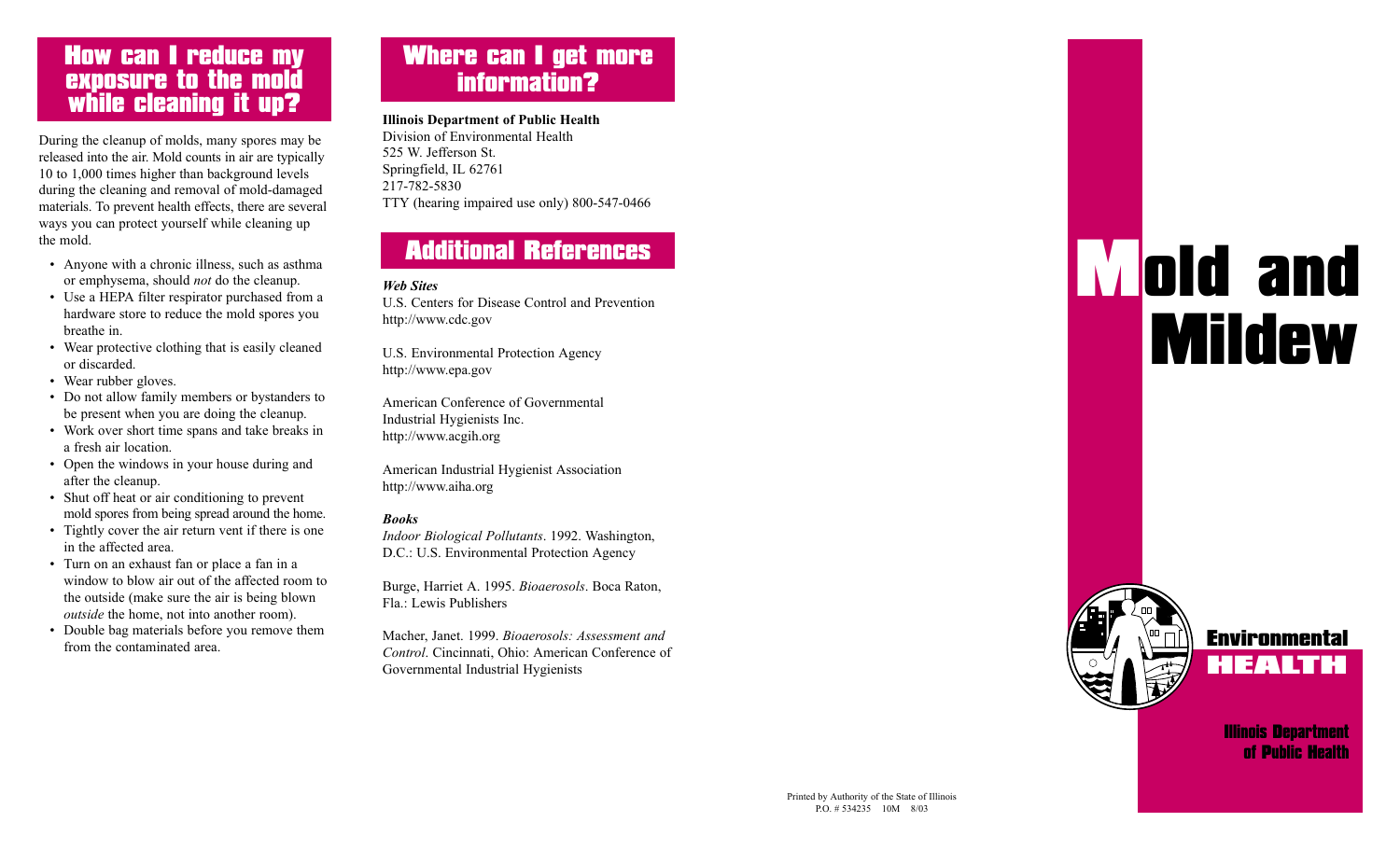## How can I reduce my exposure to the mold while cleaning it up?

During the cleanup of molds, many spores may be released into the air. Mold counts in air are typically 10 to 1,000 times higher than background levels during the cleaning and removal of mold-damaged materials. To prevent health effects, there are several ways you can protect yourself while cleaning up the mold.

- Anyone with a chronic illness, such as asthma or emphysema, should *not* do the cleanup.
- Use a HEPA filter respirator purchased from a hardware store to reduce the mold spores you breathe in.
- Wear protective clothing that is easily cleaned or discarded.
- Wear rubber gloves.
- Do not allow family members or bystanders to be present when you are doing the cleanup.
- Work over short time spans and take breaks in a fresh air location.
- Open the windows in your house during and after the cleanup.
- Shut off heat or air conditioning to prevent mold spores from being spread around the home.
- Tightly cover the air return vent if there is one in the affected area.
- Turn on an exhaust fan or place a fan in a window to blow air out of the affected room to the outside (make sure the air is being blown *outside* the home, not into another room).
- Double bag materials before you remove them from the contaminated area.

## Where can I get more information?

**Illinois Department of Public Health**
Division of Environmental Health
525 W. Jefferson St.
Springfield, IL 62761
217-782-5830
TTY (hearing impaired use only) 800-547-0466

## Additional References

***Web Sites***

U.S. Centers for Disease Control and Prevention
http://www.cdc.gov

U.S. Environmental Protection Agency
http://www.epa.gov

American Conference of Governmental Industrial Hygienists Inc.
http://www.acgih.org

American Industrial Hygienist Association
http://www.aiha.org

***Books***

*Indoor Biological Pollutants*. 1992. Washington, D.C.: U.S. Environmental Protection Agency

Burge, Harriet A. 1995. *Bioaerosols*. Boca Raton, Fla.: Lewis Publishers

Macher, Janet. 1999. *Bioaerosols: Assessment and Control*. Cincinnati, Ohio: American Conference of Governmental Industrial Hygienists

# Mold and Mildew

Environmental HEALTH

Illinois Department of Public Health

Printed by Authority of the State of Illinois
P.O. # 534235 10M 8/03